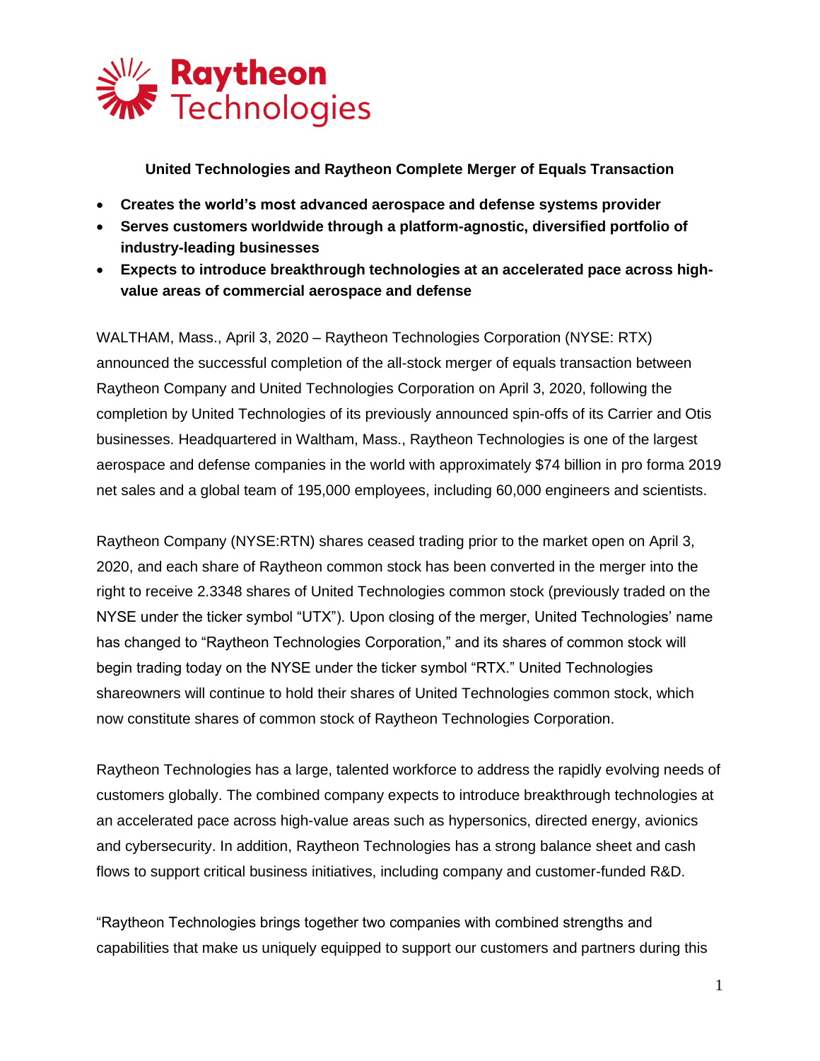Raytheon Technologies

**United Technologies and Raytheon Complete Merger of Equals Transaction**

- **Creates the world's most advanced aerospace and defense systems provider**
- **Serves customers worldwide through a platform-agnostic, diversified portfolio of industry-leading businesses**
- **Expects to introduce breakthrough technologies at an accelerated pace across high-value areas of commercial aerospace and defense**

WALTHAM, Mass., April 3, 2020 – Raytheon Technologies Corporation (NYSE: RTX) announced the successful completion of the all-stock merger of equals transaction between Raytheon Company and United Technologies Corporation on April 3, 2020, following the completion by United Technologies of its previously announced spin-offs of its Carrier and Otis businesses. Headquartered in Waltham, Mass., Raytheon Technologies is one of the largest aerospace and defense companies in the world with approximately $74 billion in pro forma 2019 net sales and a global team of 195,000 employees, including 60,000 engineers and scientists.

Raytheon Company (NYSE:RTN) shares ceased trading prior to the market open on April 3, 2020, and each share of Raytheon common stock has been converted in the merger into the right to receive 2.3348 shares of United Technologies common stock (previously traded on the NYSE under the ticker symbol "UTX"). Upon closing of the merger, United Technologies' name has changed to "Raytheon Technologies Corporation," and its shares of common stock will begin trading today on the NYSE under the ticker symbol "RTX." United Technologies shareowners will continue to hold their shares of United Technologies common stock, which now constitute shares of common stock of Raytheon Technologies Corporation.

Raytheon Technologies has a large, talented workforce to address the rapidly evolving needs of customers globally. The combined company expects to introduce breakthrough technologies at an accelerated pace across high-value areas such as hypersonics, directed energy, avionics and cybersecurity. In addition, Raytheon Technologies has a strong balance sheet and cash flows to support critical business initiatives, including company and customer-funded R&D.

"Raytheon Technologies brings together two companies with combined strengths and capabilities that make us uniquely equipped to support our customers and partners during this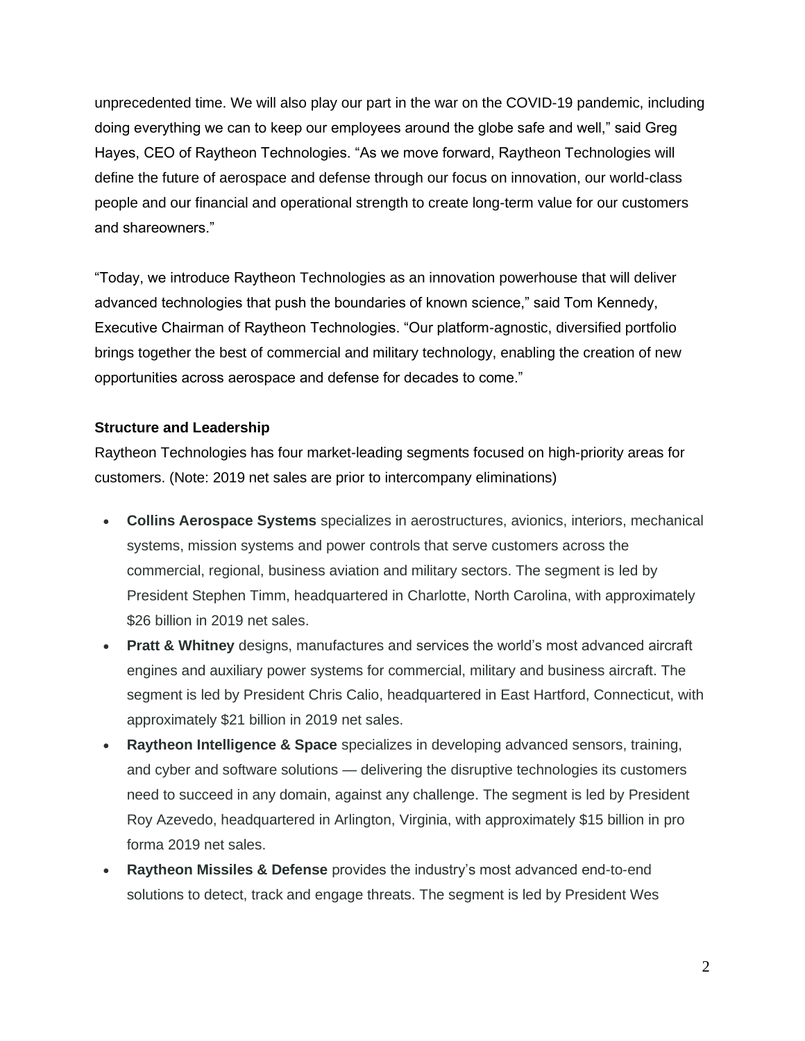unprecedented time. We will also play our part in the war on the COVID-19 pandemic, including doing everything we can to keep our employees around the globe safe and well," said Greg Hayes, CEO of Raytheon Technologies. "As we move forward, Raytheon Technologies will define the future of aerospace and defense through our focus on innovation, our world-class people and our financial and operational strength to create long-term value for our customers and shareowners."

"Today, we introduce Raytheon Technologies as an innovation powerhouse that will deliver advanced technologies that push the boundaries of known science," said Tom Kennedy, Executive Chairman of Raytheon Technologies. "Our platform-agnostic, diversified portfolio brings together the best of commercial and military technology, enabling the creation of new opportunities across aerospace and defense for decades to come."

**Structure and Leadership**

Raytheon Technologies has four market-leading segments focused on high-priority areas for customers. (Note: 2019 net sales are prior to intercompany eliminations)

- **Collins Aerospace Systems** specializes in aerostructures, avionics, interiors, mechanical systems, mission systems and power controls that serve customers across the commercial, regional, business aviation and military sectors. The segment is led by President Stephen Timm, headquartered in Charlotte, North Carolina, with approximately $26 billion in 2019 net sales.
- **Pratt & Whitney** designs, manufactures and services the world's most advanced aircraft engines and auxiliary power systems for commercial, military and business aircraft. The segment is led by President Chris Calio, headquartered in East Hartford, Connecticut, with approximately $21 billion in 2019 net sales.
- **Raytheon Intelligence & Space** specializes in developing advanced sensors, training, and cyber and software solutions — delivering the disruptive technologies its customers need to succeed in any domain, against any challenge. The segment is led by President Roy Azevedo, headquartered in Arlington, Virginia, with approximately $15 billion in pro forma 2019 net sales.
- **Raytheon Missiles & Defense** provides the industry's most advanced end-to-end solutions to detect, track and engage threats. The segment is led by President Wes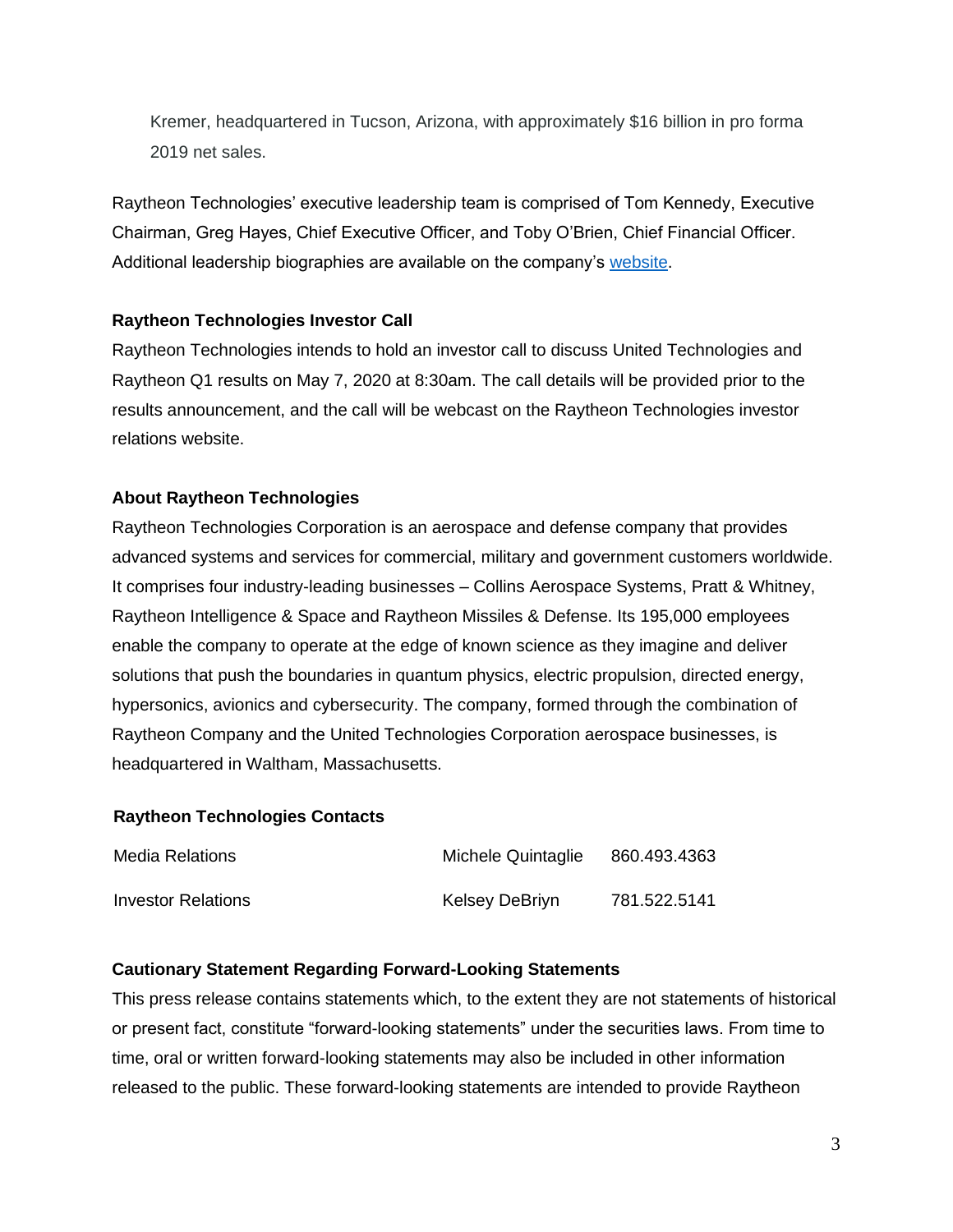Kremer, headquartered in Tucson, Arizona, with approximately $16 billion in pro forma 2019 net sales.

Raytheon Technologies' executive leadership team is comprised of Tom Kennedy, Executive Chairman, Greg Hayes, Chief Executive Officer, and Toby O'Brien, Chief Financial Officer. Additional leadership biographies are available on the company's website.

**Raytheon Technologies Investor Call**

Raytheon Technologies intends to hold an investor call to discuss United Technologies and Raytheon Q1 results on May 7, 2020 at 8:30am. The call details will be provided prior to the results announcement, and the call will be webcast on the Raytheon Technologies investor relations website.

**About Raytheon Technologies**

Raytheon Technologies Corporation is an aerospace and defense company that provides advanced systems and services for commercial, military and government customers worldwide. It comprises four industry-leading businesses – Collins Aerospace Systems, Pratt & Whitney, Raytheon Intelligence & Space and Raytheon Missiles & Defense. Its 195,000 employees enable the company to operate at the edge of known science as they imagine and deliver solutions that push the boundaries in quantum physics, electric propulsion, directed energy, hypersonics, avionics and cybersecurity. The company, formed through the combination of Raytheon Company and the United Technologies Corporation aerospace businesses, is headquartered in Waltham, Massachusetts.

**Raytheon Technologies Contacts**

| | | |
|---|---|---|
| Media Relations | Michele Quintaglie | 860.493.4363 |
| Investor Relations | Kelsey DeBriyn | 781.522.5141 |

**Cautionary Statement Regarding Forward-Looking Statements**

This press release contains statements which, to the extent they are not statements of historical or present fact, constitute "forward-looking statements" under the securities laws. From time to time, oral or written forward-looking statements may also be included in other information released to the public. These forward-looking statements are intended to provide Raytheon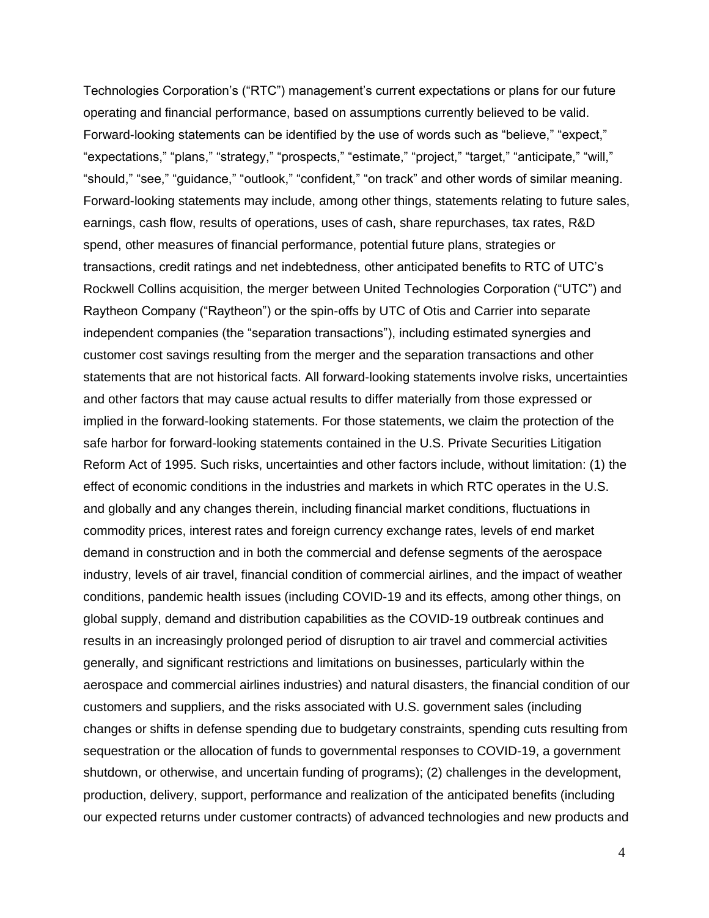Technologies Corporation's ("RTC") management's current expectations or plans for our future operating and financial performance, based on assumptions currently believed to be valid. Forward-looking statements can be identified by the use of words such as "believe," "expect," "expectations," "plans," "strategy," "prospects," "estimate," "project," "target," "anticipate," "will," "should," "see," "guidance," "outlook," "confident," "on track" and other words of similar meaning. Forward-looking statements may include, among other things, statements relating to future sales, earnings, cash flow, results of operations, uses of cash, share repurchases, tax rates, R&D spend, other measures of financial performance, potential future plans, strategies or transactions, credit ratings and net indebtedness, other anticipated benefits to RTC of UTC's Rockwell Collins acquisition, the merger between United Technologies Corporation ("UTC") and Raytheon Company ("Raytheon") or the spin-offs by UTC of Otis and Carrier into separate independent companies (the "separation transactions"), including estimated synergies and customer cost savings resulting from the merger and the separation transactions and other statements that are not historical facts. All forward-looking statements involve risks, uncertainties and other factors that may cause actual results to differ materially from those expressed or implied in the forward-looking statements. For those statements, we claim the protection of the safe harbor for forward-looking statements contained in the U.S. Private Securities Litigation Reform Act of 1995. Such risks, uncertainties and other factors include, without limitation: (1) the effect of economic conditions in the industries and markets in which RTC operates in the U.S. and globally and any changes therein, including financial market conditions, fluctuations in commodity prices, interest rates and foreign currency exchange rates, levels of end market demand in construction and in both the commercial and defense segments of the aerospace industry, levels of air travel, financial condition of commercial airlines, and the impact of weather conditions, pandemic health issues (including COVID-19 and its effects, among other things, on global supply, demand and distribution capabilities as the COVID-19 outbreak continues and results in an increasingly prolonged period of disruption to air travel and commercial activities generally, and significant restrictions and limitations on businesses, particularly within the aerospace and commercial airlines industries) and natural disasters, the financial condition of our customers and suppliers, and the risks associated with U.S. government sales (including changes or shifts in defense spending due to budgetary constraints, spending cuts resulting from sequestration or the allocation of funds to governmental responses to COVID-19, a government shutdown, or otherwise, and uncertain funding of programs); (2) challenges in the development, production, delivery, support, performance and realization of the anticipated benefits (including our expected returns under customer contracts) of advanced technologies and new products and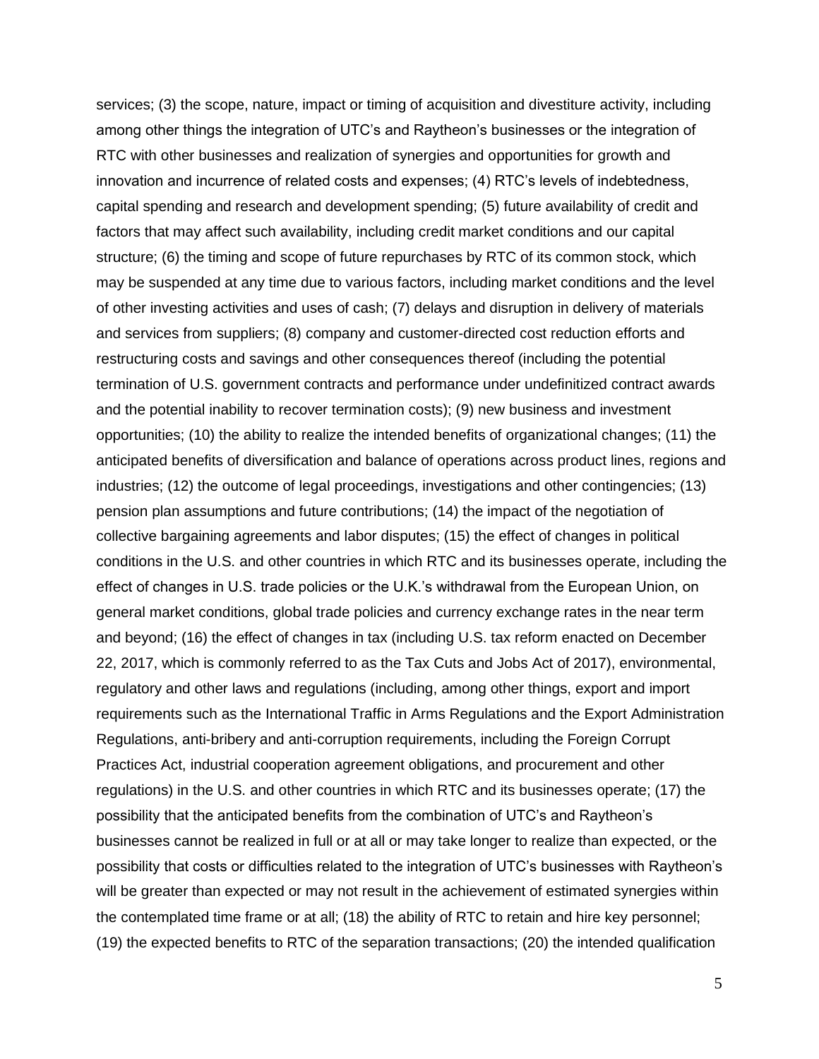services; (3) the scope, nature, impact or timing of acquisition and divestiture activity, including among other things the integration of UTC's and Raytheon's businesses or the integration of RTC with other businesses and realization of synergies and opportunities for growth and innovation and incurrence of related costs and expenses; (4) RTC's levels of indebtedness, capital spending and research and development spending; (5) future availability of credit and factors that may affect such availability, including credit market conditions and our capital structure; (6) the timing and scope of future repurchases by RTC of its common stock, which may be suspended at any time due to various factors, including market conditions and the level of other investing activities and uses of cash; (7) delays and disruption in delivery of materials and services from suppliers; (8) company and customer-directed cost reduction efforts and restructuring costs and savings and other consequences thereof (including the potential termination of U.S. government contracts and performance under undefinitized contract awards and the potential inability to recover termination costs); (9) new business and investment opportunities; (10) the ability to realize the intended benefits of organizational changes; (11) the anticipated benefits of diversification and balance of operations across product lines, regions and industries; (12) the outcome of legal proceedings, investigations and other contingencies; (13) pension plan assumptions and future contributions; (14) the impact of the negotiation of collective bargaining agreements and labor disputes; (15) the effect of changes in political conditions in the U.S. and other countries in which RTC and its businesses operate, including the effect of changes in U.S. trade policies or the U.K.'s withdrawal from the European Union, on general market conditions, global trade policies and currency exchange rates in the near term and beyond; (16) the effect of changes in tax (including U.S. tax reform enacted on December 22, 2017, which is commonly referred to as the Tax Cuts and Jobs Act of 2017), environmental, regulatory and other laws and regulations (including, among other things, export and import requirements such as the International Traffic in Arms Regulations and the Export Administration Regulations, anti-bribery and anti-corruption requirements, including the Foreign Corrupt Practices Act, industrial cooperation agreement obligations, and procurement and other regulations) in the U.S. and other countries in which RTC and its businesses operate; (17) the possibility that the anticipated benefits from the combination of UTC's and Raytheon's businesses cannot be realized in full or at all or may take longer to realize than expected, or the possibility that costs or difficulties related to the integration of UTC's businesses with Raytheon's will be greater than expected or may not result in the achievement of estimated synergies within the contemplated time frame or at all; (18) the ability of RTC to retain and hire key personnel; (19) the expected benefits to RTC of the separation transactions; (20) the intended qualification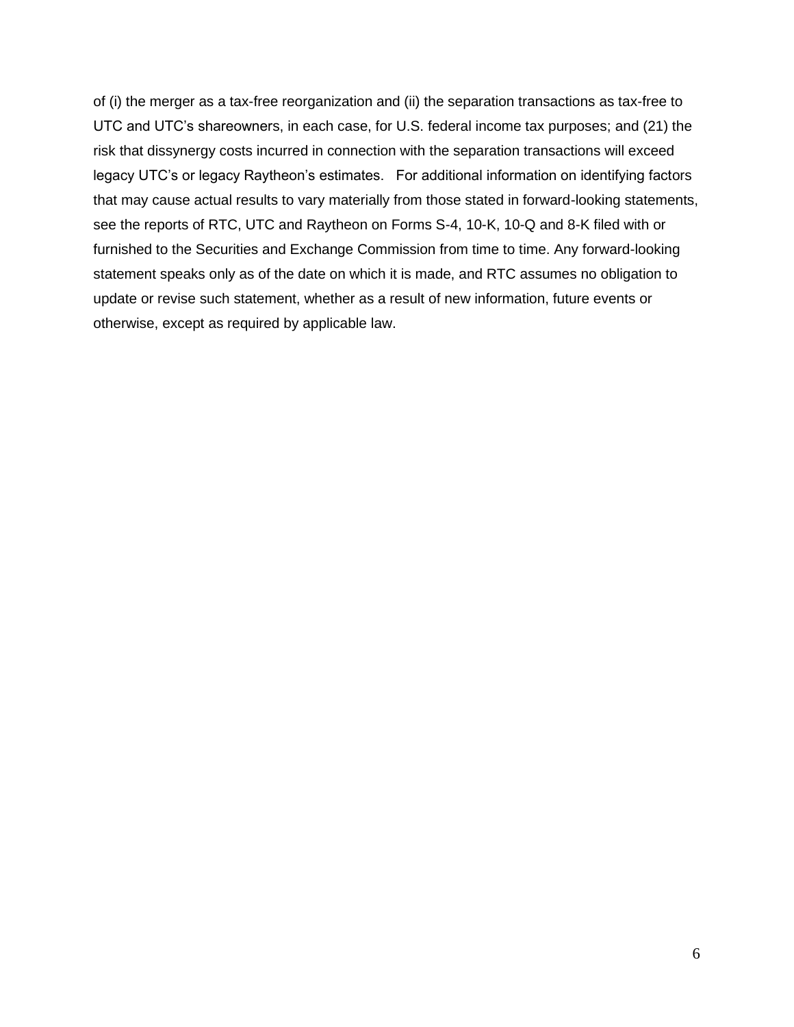of (i) the merger as a tax-free reorganization and (ii) the separation transactions as tax-free to UTC and UTC's shareowners, in each case, for U.S. federal income tax purposes; and (21) the risk that dissynergy costs incurred in connection with the separation transactions will exceed legacy UTC's or legacy Raytheon's estimates. For additional information on identifying factors that may cause actual results to vary materially from those stated in forward-looking statements, see the reports of RTC, UTC and Raytheon on Forms S-4, 10-K, 10-Q and 8-K filed with or furnished to the Securities and Exchange Commission from time to time. Any forward-looking statement speaks only as of the date on which it is made, and RTC assumes no obligation to update or revise such statement, whether as a result of new information, future events or otherwise, except as required by applicable law.